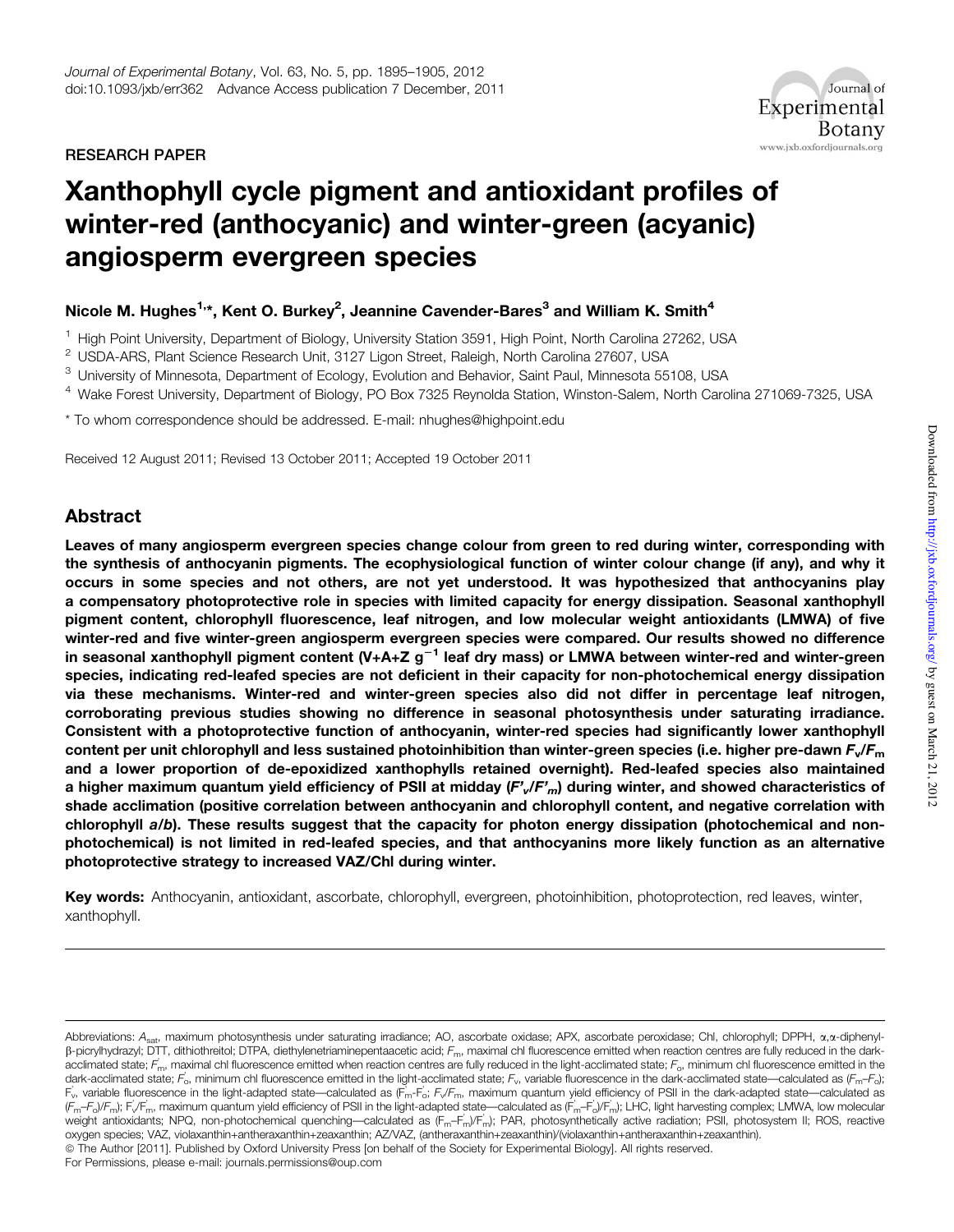RESEARCH PAPER

# Xanthophyll cycle pigment and antioxidant profiles of winter-red (anthocyanic) and winter-green (acyanic) angiosperm evergreen species

**Nicole M. Hughes[1,*], Kent O. Burkey[2], Jeannine Cavender-Bares[3] and William K. Smith[4]**

[1] High Point University, Department of Biology, University Station 3591, High Point, North Carolina 27262, USA
[2] USDA-ARS, Plant Science Research Unit, 3127 Ligon Street, Raleigh, North Carolina 27607, USA
[3] University of Minnesota, Department of Ecology, Evolution and Behavior, Saint Paul, Minnesota 55108, USA
[4] Wake Forest University, Department of Biology, PO Box 7325 Reynolda Station, Winston-Salem, North Carolina 271069-7325, USA

* To whom correspondence should be addressed. E-mail: nhughes@highpoint.edu

Received 12 August 2011; Revised 13 October 2011; Accepted 19 October 2011

## Abstract

**Leaves of many angiosperm evergreen species change colour from green to red during winter, corresponding with the synthesis of anthocyanin pigments. The ecophysiological function of winter colour change (if any), and why it occurs in some species and not others, are not yet understood. It was hypothesized that anthocyanins play a compensatory photoprotective role in species with limited capacity for energy dissipation. Seasonal xanthophyll pigment content, chlorophyll fluorescence, leaf nitrogen, and low molecular weight antioxidants (LMWA) of five winter-red and five winter-green angiosperm evergreen species were compared. Our results showed no difference in seasonal xanthophyll pigment content (V+A+Z $g^{-1}$ leaf dry mass) or LMWA between winter-red and winter-green species, indicating red-leafed species are not deficient in their capacity for non-photochemical energy dissipation via these mechanisms. Winter-red and winter-green species also did not differ in percentage leaf nitrogen, corroborating previous studies showing no difference in seasonal photosynthesis under saturating irradiance. Consistent with a photoprotective function of anthocyanin, winter-red species had significantly lower xanthophyll content per unit chlorophyll and less sustained photoinhibition than winter-green species (i.e. higher pre-dawn $F_v/F_m$ and a lower proportion of de-epoxidized xanthophylls retained overnight). Red-leafed species also maintained a higher maximum quantum yield efficiency of PSII at midday ($F'_v/F'_m$) during winter, and showed characteristics of shade acclimation (positive correlation between anthocyanin and chlorophyll content, and negative correlation with chlorophyll *a/b*). These results suggest that the capacity for photon energy dissipation (photochemical and non-photochemical) is not limited in red-leafed species, and that anthocyanins more likely function as an alternative photoprotective strategy to increased VAZ/Chl during winter.**

**Key words:** Anthocyanin, antioxidant, ascorbate, chlorophyll, evergreen, photoinhibition, photoprotection, red leaves, winter, xanthophyll.

Abbreviations: $A_{sat}$, maximum photosynthesis under saturating irradiance; AO, ascorbate oxidase; APX, ascorbate peroxidase; Chl, chlorophyll; DPPH, α,α-diphenyl-β-picrylhydrazyl; DTT, dithiothreitol; DTPA, diethylenetriaminepentaacetic acid; $F_m$, maximal chl fluorescence emitted when reaction centres are fully reduced in the dark-acclimated state; $F'_m$, maximal chl fluorescence emitted when reaction centres are fully reduced in the light-acclimated state; $F_o$, minimum chl fluorescence emitted in the dark-acclimated state; $F'_o$, minimum chl fluorescence emitted in the light-acclimated state; $F_v$, variable fluorescence in the dark-acclimated state—calculated as ($F_m$–$F_o$); $F'_v$, variable fluorescence in the light-adapted state—calculated as ($F'_m$-$F'_o$; $F_v/F_m$, maximum quantum yield efficiency of PSII in the dark-adapted state—calculated as ($F_m$–$F_o$)/$F_m$); $F'_v/F'_m$, maximum quantum yield efficiency of PSII in the light-adapted state—calculated as ($F'_m$–$F'_o$)/$F'_m$); LHC, light harvesting complex; LMWA, low molecular weight antioxidants; NPQ, non-photochemical quenching—calculated as ($F_m$–$F'_m$)/$F'_m$); PAR, photosynthetically active radiation; PSII, photosystem II; ROS, reactive oxygen species; VAZ, violaxanthin+antheraxanthin+zeaxanthin; AZ/VAZ, (antheraxanthin+zeaxanthin)/(violaxanthin+antheraxanthin+zeaxanthin).

© The Author [2011]. Published by Oxford University Press [on behalf of the Society for Experimental Biology]. All rights reserved.
For Permissions, please e-mail: journals.permissions@oup.com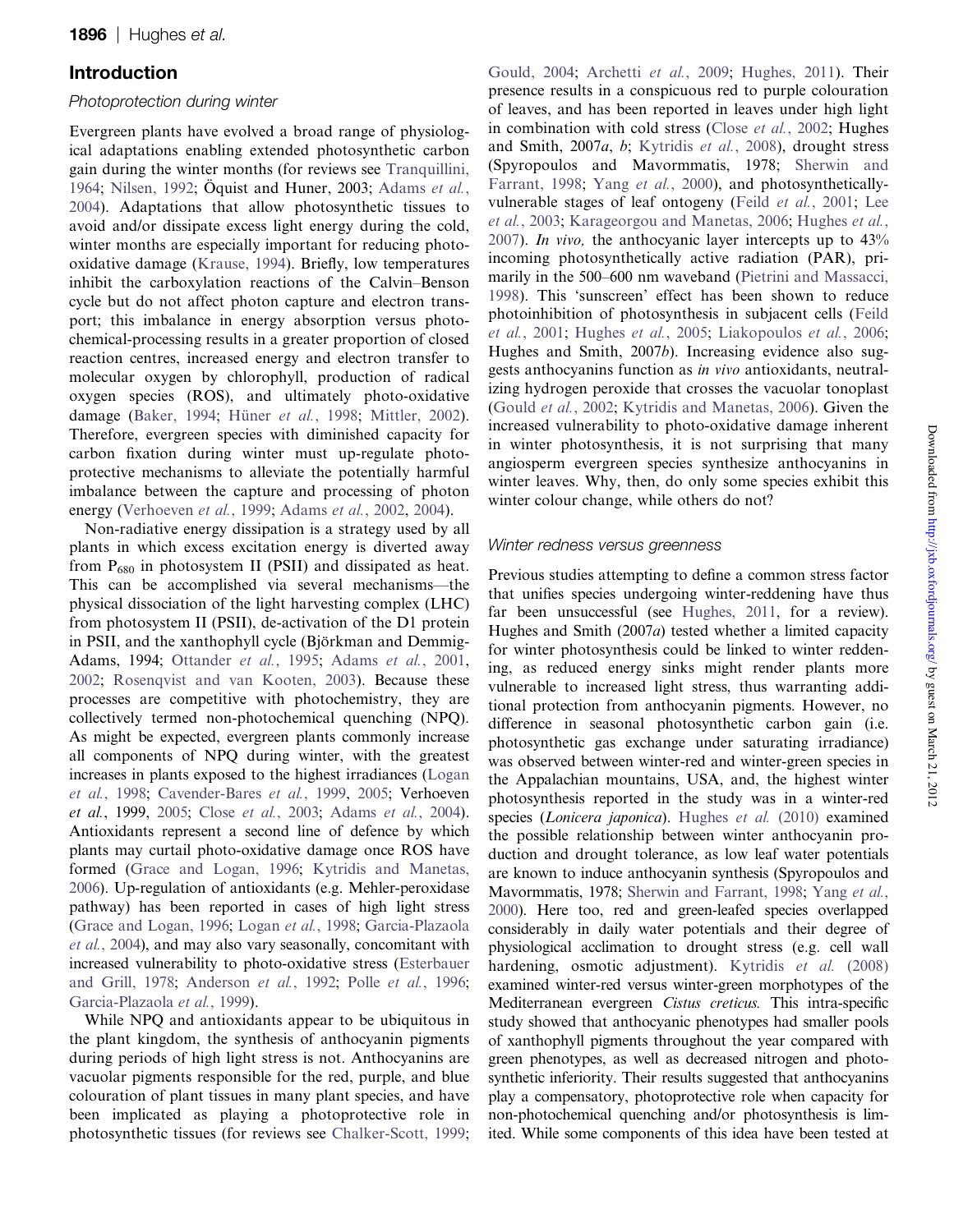## Introduction

### Photoprotection during winter

Evergreen plants have evolved a broad range of physiological adaptations enabling extended photosynthetic carbon gain during the winter months (for reviews see Tranquillini, 1964; Nilsen, 1992; Öquist and Huner, 2003; Adams *et al.*, 2004). Adaptations that allow photosynthetic tissues to avoid and/or dissipate excess light energy during the cold, winter months are especially important for reducing photo-oxidative damage (Krause, 1994). Briefly, low temperatures inhibit the carboxylation reactions of the Calvin–Benson cycle but do not affect photon capture and electron transport; this imbalance in energy absorption versus photochemical-processing results in a greater proportion of closed reaction centres, increased energy and electron transfer to molecular oxygen by chlorophyll, production of radical oxygen species (ROS), and ultimately photo-oxidative damage (Baker, 1994; Hüner *et al.*, 1998; Mittler, 2002). Therefore, evergreen species with diminished capacity for carbon fixation during winter must up-regulate photoprotective mechanisms to alleviate the potentially harmful imbalance between the capture and processing of photon energy (Verhoeven *et al.*, 1999; Adams *et al.*, 2002, 2004).

Non-radiative energy dissipation is a strategy used by all plants in which excess excitation energy is diverted away from $P_{680}$ in photosystem II (PSII) and dissipated as heat. This can be accomplished via several mechanisms—the physical dissociation of the light harvesting complex (LHC) from photosystem II (PSII), de-activation of the D1 protein in PSII, and the xanthophyll cycle (Björkman and Demmig-Adams, 1994; Ottander *et al.*, 1995; Adams *et al.*, 2001, 2002; Rosenqvist and van Kooten, 2003). Because these processes are competitive with photochemistry, they are collectively termed non-photochemical quenching (NPQ). As might be expected, evergreen plants commonly increase all components of NPQ during winter, with the greatest increases in plants exposed to the highest irradiances (Logan *et al.*, 1998; Cavender-Bares *et al.*, 1999, 2005; Verhoeven *et al.*, 1999, 2005; Close *et al.*, 2003; Adams *et al.*, 2004). Antioxidants represent a second line of defence by which plants may curtail photo-oxidative damage once ROS have formed (Grace and Logan, 1996; Kytridis and Manetas, 2006). Up-regulation of antioxidants (e.g. Mehler-peroxidase pathway) has been reported in cases of high light stress (Grace and Logan, 1996; Logan *et al.*, 1998; Garcia-Plazaola *et al.*, 2004), and may also vary seasonally, concomitant with increased vulnerability to photo-oxidative stress (Esterbauer and Grill, 1978; Anderson *et al.*, 1992; Polle *et al.*, 1996; Garcia-Plazaola *et al.*, 1999).

While NPQ and antioxidants appear to be ubiquitous in the plant kingdom, the synthesis of anthocyanin pigments during periods of high light stress is not. Anthocyanins are vacuolar pigments responsible for the red, purple, and blue colouration of plant tissues in many plant species, and have been implicated as playing a photoprotective role in photosynthetic tissues (for reviews see Chalker-Scott, 1999; Gould, 2004; Archetti *et al.*, 2009; Hughes, 2011). Their presence results in a conspicuous red to purple colouration of leaves, and has been reported in leaves under high light in combination with cold stress (Close *et al.*, 2002; Hughes and Smith, 2007*a*, *b*; Kytridis *et al.*, 2008), drought stress (Spyropoulos and Mavormmatis, 1978; Sherwin and Farrant, 1998; Yang *et al.*, 2000), and photosynthetically-vulnerable stages of leaf ontogeny (Feild *et al.*, 2001; Lee *et al.*, 2003; Karageorgou and Manetas, 2006; Hughes *et al.*, 2007). *In vivo,* the anthocyanic layer intercepts up to 43% incoming photosynthetically active radiation (PAR), primarily in the 500–600 nm waveband (Pietrini and Massacci, 1998). This 'sunscreen' effect has been shown to reduce photoinhibition of photosynthesis in subjacent cells (Feild *et al.*, 2001; Hughes *et al.*, 2005; Liakopoulos *et al.*, 2006; Hughes and Smith, 2007*b*). Increasing evidence also suggests anthocyanins function as *in vivo* antioxidants, neutralizing hydrogen peroxide that crosses the vacuolar tonoplast (Gould *et al.*, 2002; Kytridis and Manetas, 2006). Given the increased vulnerability to photo-oxidative damage inherent in winter photosynthesis, it is not surprising that many angiosperm evergreen species synthesize anthocyanins in winter leaves. Why, then, do only some species exhibit this winter colour change, while others do not?

### Winter redness versus greenness

Previous studies attempting to define a common stress factor that unifies species undergoing winter-reddening have thus far been unsuccessful (see Hughes, 2011, for a review). Hughes and Smith (2007*a*) tested whether a limited capacity for winter photosynthesis could be linked to winter reddening, as reduced energy sinks might render plants more vulnerable to increased light stress, thus warranting additional protection from anthocyanin pigments. However, no difference in seasonal photosynthetic carbon gain (i.e. photosynthetic gas exchange under saturating irradiance) was observed between winter-red and winter-green species in the Appalachian mountains, USA, and, the highest winter photosynthesis reported in the study was in a winter-red species (*Lonicera japonica*). Hughes *et al.* (2010) examined the possible relationship between winter anthocyanin production and drought tolerance, as low leaf water potentials are known to induce anthocyanin synthesis (Spyropoulos and Mavormmatis, 1978; Sherwin and Farrant, 1998; Yang *et al.*, 2000). Here too, red and green-leafed species overlapped considerably in daily water potentials and their degree of physiological acclimation to drought stress (e.g. cell wall hardening, osmotic adjustment). Kytridis *et al.* (2008) examined winter-red versus winter-green morphotypes of the Mediterranean evergreen *Cistus creticus.* This intra-specific study showed that anthocyanic phenotypes had smaller pools of xanthophyll pigments throughout the year compared with green phenotypes, as well as decreased nitrogen and photosynthetic inferiority. Their results suggested that anthocyanins play a compensatory, photoprotective role when capacity for non-photochemical quenching and/or photosynthesis is limited. While some components of this idea have been tested at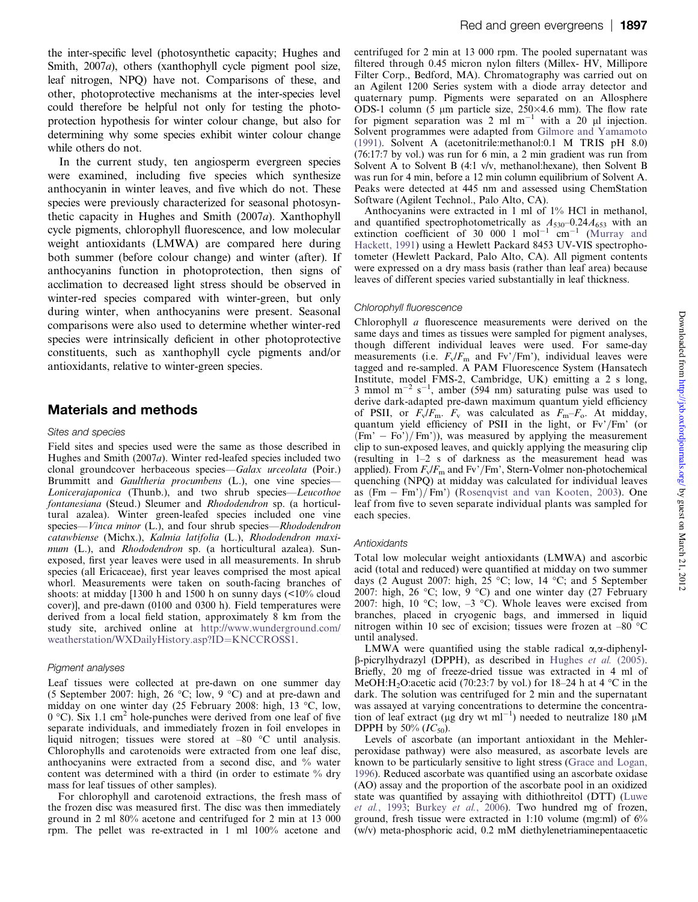the inter-specific level (photosynthetic capacity; Hughes and Smith, 2007*a*), others (xanthophyll cycle pigment pool size, leaf nitrogen, NPQ) have not. Comparisons of these, and other, photoprotective mechanisms at the inter-species level could therefore be helpful not only for testing the photoprotection hypothesis for winter colour change, but also for determining why some species exhibit winter colour change while others do not.

In the current study, ten angiosperm evergreen species were examined, including five species which synthesize anthocyanin in winter leaves, and five which do not. These species were previously characterized for seasonal photosynthetic capacity in Hughes and Smith (2007*a*). Xanthophyll cycle pigments, chlorophyll fluorescence, and low molecular weight antioxidants (LMWA) are compared here during both summer (before colour change) and winter (after). If anthocyanins function in photoprotection, then signs of acclimation to decreased light stress should be observed in winter-red species compared with winter-green, but only during winter, when anthocyanins were present. Seasonal comparisons were also used to determine whether winter-red species were intrinsically deficient in other photoprotective constituents, such as xanthophyll cycle pigments and/or antioxidants, relative to winter-green species.

## Materials and methods

### Sites and species

Field sites and species used were the same as those described in Hughes and Smith (2007*a*). Winter red-leafed species included two clonal groundcover herbaceous species—*Galax urceolata* (Poir.) Brummitt and *Gaultheria procumbens* (L.), one vine species—*Lonicerajaponica* (Thunb.), and two shrub species—*Leucothoe fontanesiana* (Steud.) Sleumer and *Rhododendron* sp. (a horticultural azalea). Winter green-leafed species included one vine species—*Vinca minor* (L.), and four shrub species—*Rhododendron catawbiense* (Michx.), *Kalmia latifolia* (L.), *Rhododendron maximum* (L.), and *Rhododendron* sp. (a horticultural azalea). Sun-exposed, first year leaves were used in all measurements. In shrub species (all Ericaceae), first year leaves comprised the most apical whorl. Measurements were taken on south-facing branches of shoots: at midday [1300 h and 1500 h on sunny days (<10% cloud cover)], and pre-dawn (0100 and 0300 h). Field temperatures were derived from a local field station, approximately 8 km from the study site, archived online at http://www.wunderground.com/weatherstation/WXDailyHistory.asp?ID=KNCCROSS1.

### Pigment analyses

Leaf tissues were collected at pre-dawn on one summer day (5 September 2007: high, 26 °C; low, 9 °C) and at pre-dawn and midday on one winter day (25 February 2008: high, 13 °C, low, 0 °C). Six 1.1 $cm^2$ hole-punches were derived from one leaf of five separate individuals, and immediately frozen in foil envelopes in liquid nitrogen; tissues were stored at –80 °C until analysis. Chlorophylls and carotenoids were extracted from one leaf disc, anthocyanins were extracted from a second disc, and % water content was determined with a third (in order to estimate % dry mass for leaf tissues of other samples).

For chlorophyll and carotenoid extractions, the fresh mass of the frozen disc was measured first. The disc was then immediately ground in 2 ml 80% acetone and centrifuged for 2 min at 13 000 rpm. The pellet was re-extracted in 1 ml 100% acetone and centrifuged for 2 min at 13 000 rpm. The pooled supernatant was filtered through 0.45 micron nylon filters (Millex- HV, Millipore Filter Corp., Bedford, MA). Chromatography was carried out on an Agilent 1200 Series system with a diode array detector and quaternary pump. Pigments were separated on an Allosphere ODS-1 column (5 μm particle size, 250×4.6 mm). The flow rate for pigment separation was 2 ml $m^{-1}$ with a 20 μl injection. Solvent programmes were adapted from Gilmore and Yamamoto (1991). Solvent A (acetonitrile:methanol:0.1 M TRIS pH 8.0) (76:17:7 by vol.) was run for 6 min, a 2 min gradient was run from Solvent A to Solvent B (4:1 v/v, methanol:hexane), then Solvent B was run for 4 min, before a 12 min column equilibrium of Solvent A. Peaks were detected at 445 nm and assessed using ChemStation Software (Agilent Technol., Palo Alto, CA).

Anthocyanins were extracted in 1 ml of 1% HCl in methanol, and quantified spectrophotometrically as $A_{530}$–$0.24A_{653}$ with an extinction coefficient of 30 000 l $mol^{-1}$ $cm^{-1}$ (Murray and Hackett, 1991) using a Hewlett Packard 8453 UV-VIS spectrophotometer (Hewlett Packard, Palo Alto, CA). All pigment contents were expressed on a dry mass basis (rather than leaf area) because leaves of different species varied substantially in leaf thickness.

### Chlorophyll fluorescence

Chlorophyll *a* fluorescence measurements were derived on the same days and times as tissues were sampled for pigment analyses, though different individual leaves were used. For same-day measurements (i.e. $F_v/F_m$ and Fv'/Fm'), individual leaves were tagged and re-sampled. A PAM Fluorescence System (Hansatech Institute, model FMS-2, Cambridge, UK) emitting a 2 s long, 3 mmol $m^{-2}$ $s^{-1}$, amber (594 nm) saturating pulse was used to derive dark-adapted pre-dawn maximum quantum yield efficiency of PSII, or $F_v/F_m$. $F_v$ was calculated as $F_m$–$F_o$. At midday, quantum yield efficiency of PSII in the light, or Fv'/Fm' (or (Fm' − Fo')/ Fm')), was measured by applying the measurement clip to sun-exposed leaves, and quickly applying the measuring clip (resulting in 1–2 s of darkness as the measurement head was applied). From $F_v/F_m$ and Fv'/Fm', Stern-Volmer non-photochemical quenching (NPQ) at midday was calculated for individual leaves as (Fm − Fm')/ Fm') (Rosenqvist and van Kooten, 2003). One leaf from five to seven separate individual plants was sampled for each species.

### Antioxidants

Total low molecular weight antioxidants (LMWA) and ascorbic acid (total and reduced) were quantified at midday on two summer days (2 August 2007: high, 25 °C; low, 14 °C; and 5 September 2007: high, 26 °C; low, 9 °C) and one winter day (27 February 2007: high, 10 °C; low, –3 °C). Whole leaves were excised from branches, placed in cryogenic bags, and immersed in liquid nitrogen within 10 sec of excision; tissues were frozen at –80 °C until analysed.

LMWA were quantified using the stable radical α,α-diphenyl-β-picrylhydrazyl (DPPH), as described in Hughes *et al.* (2005). Briefly, 20 mg of freeze-dried tissue was extracted in 4 ml of MeOH:$H_2O$:acetic acid (70:23:7 by vol.) for 18–24 h at 4 °C in the dark. The solution was centrifuged for 2 min and the supernatant was assayed at varying concentrations to determine the concentration of leaf extract (μg dry wt $ml^{-1}$) needed to neutralize 180 μM DPPH by 50% ($IC_{50}$).

Levels of ascorbate (an important antioxidant in the Mehler-peroxidase pathway) were also measured, as ascorbate levels are known to be particularly sensitive to light stress (Grace and Logan, 1996). Reduced ascorbate was quantified using an ascorbate oxidase (AO) assay and the proportion of the ascorbate pool in an oxidized state was quantified by assaying with dithiothreitol (DTT) (Luwe *et al.*, 1993; Burkey *et al.*, 2006). Two hundred mg of frozen, ground, fresh tissue were extracted in 1:10 volume (mg:ml) of 6% (w/v) meta-phosphoric acid, 0.2 mM diethylenetriaminepentaacetic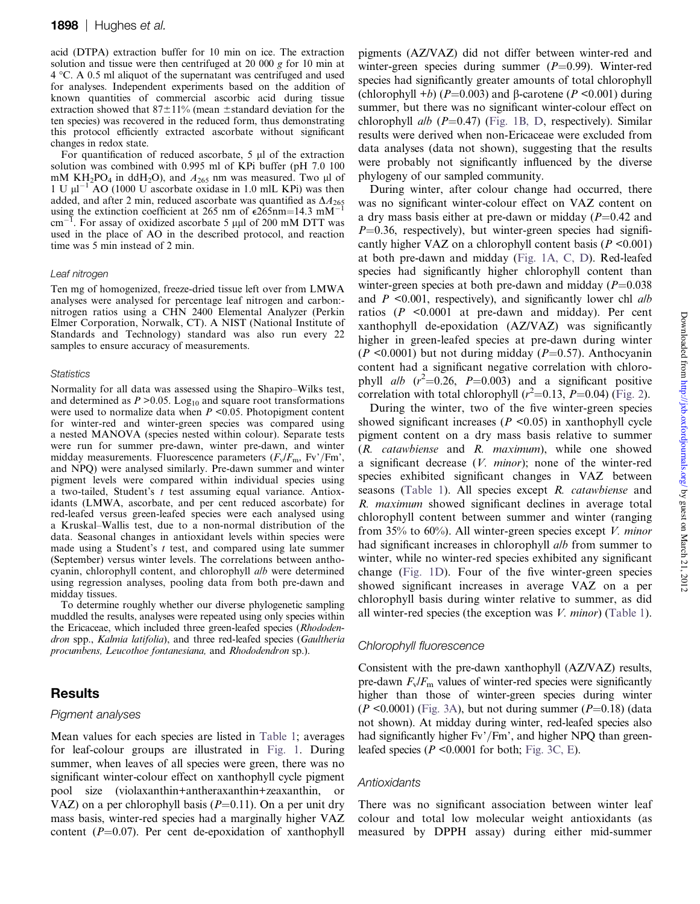acid (DTPA) extraction buffer for 10 min on ice. The extraction solution and tissue were then centrifuged at 20 000 $g$ for 10 min at 4 °C. A 0.5 ml aliquot of the supernatant was centrifuged and used for analyses. Independent experiments based on the addition of known quantities of commercial ascorbic acid during tissue extraction showed that 87±11% (mean ±standard deviation for the ten species) was recovered in the reduced form, thus demonstrating this protocol efficiently extracted ascorbate without significant changes in redox state.

For quantification of reduced ascorbate, 5 µl of the extraction solution was combined with 0.995 ml of KPi buffer (pH 7.0 100 mM $KH_2PO_4$ in $ddH_2O$), and $A_{265}$ nm was measured. Two µl of 1 U $\mu l^{-1}$ AO (1000 U ascorbate oxidase in 1.0 mlL KPi) was then added, and after 2 min, reduced ascorbate was quantified as $\Delta A_{265}$ using the extinction coefficient at 265 nm of $\epsilon$265nm=14.3 $mM^{-1}$ $cm^{-1}$. For assay of oxidized ascorbate 5 µµl of 200 mM DTT was used in the place of AO in the described protocol, and reaction time was 5 min instead of 2 min.

### Leaf nitrogen

Ten mg of homogenized, freeze-dried tissue left over from LMWA analyses were analysed for percentage leaf nitrogen and carbon:-nitrogen ratios using a CHN 2400 Elemental Analyzer (Perkin Elmer Corporation, Norwalk, CT). A NIST (National Institute of Standards and Technology) standard was also run every 22 samples to ensure accuracy of measurements.

### Statistics

Normality for all data was assessed using the Shapiro–Wilks test, and determined as $P$ >0.05. $Log_{10}$ and square root transformations were used to normalize data when $P$ <0.05. Photopigment content for winter-red and winter-green species was compared using a nested MANOVA (species nested within colour). Separate tests were run for summer pre-dawn, winter pre-dawn, and winter midday measurements. Fluorescence parameters ($F_v/F_m$, Fv'/Fm', and NPQ) were analysed similarly. Pre-dawn summer and winter pigment levels were compared within individual species using a two-tailed, Student's $t$ test assuming equal variance. Antioxidants (LMWA, ascorbate, and per cent reduced ascorbate) for red-leafed versus green-leafed species were each analysed using a Kruskal–Wallis test, due to a non-normal distribution of the data. Seasonal changes in antioxidant levels within species were made using a Student's $t$ test, and compared using late summer (September) versus winter levels. The correlations between anthocyanin, chlorophyll content, and chlorophyll $a/b$ were determined using regression analyses, pooling data from both pre-dawn and midday tissues.

To determine roughly whether our diverse phylogenetic sampling muddled the results, analyses were repeated using only species within the Ericaceae, which included three green-leafed species (*Rhododendron* spp., *Kalmia latifolia*), and three red-leafed species (*Gaultheria procumbens, Leucothoe fontanesiana,* and *Rhododendron* sp.).

## Results

### Pigment analyses

Mean values for each species are listed in Table 1; averages for leaf-colour groups are illustrated in Fig. 1. During summer, when leaves of all species were green, there was no significant winter-colour effect on xanthophyll cycle pigment pool size (violaxanthin+antheraxanthin+zeaxanthin, or VAZ) on a per chlorophyll basis ($P$=0.11). On a per unit dry mass basis, winter-red species had a marginally higher VAZ content ($P$=0.07). Per cent de-epoxidation of xanthophyll pigments (AZ/VAZ) did not differ between winter-red and winter-green species during summer ($P$=0.99). Winter-red species had significantly greater amounts of total chlorophyll (chlorophyll +$b$) ($P$=0.003) and β-carotene ($P$ <0.001) during summer, but there was no significant winter-colour effect on chlorophyll $a/b$ ($P$=0.47) (Fig. 1B, D, respectively). Similar results were derived when non-Ericaceae were excluded from data analyses (data not shown), suggesting that the results were probably not significantly influenced by the diverse phylogeny of our sampled community.

During winter, after colour change had occurred, there was no significant winter-colour effect on VAZ content on a dry mass basis either at pre-dawn or midday ($P$=0.42 and $P$=0.36, respectively), but winter-green species had significantly higher VAZ on a chlorophyll content basis ($P$ <0.001) at both pre-dawn and midday (Fig. 1A, C, D). Red-leafed species had significantly higher chlorophyll content than winter-green species at both pre-dawn and midday ($P$=0.038 and $P$ <0.001, respectively), and significantly lower chl $a/b$ ratios ($P$ <0.0001 at pre-dawn and midday). Per cent xanthophyll de-epoxidation (AZ/VAZ) was significantly higher in green-leafed species at pre-dawn during winter ($P$ <0.0001) but not during midday ($P$=0.57). Anthocyanin content had a significant negative correlation with chlorophyll $a/b$ ($r^2$=0.26, $P$=0.003) and a significant positive correlation with total chlorophyll ($r^2$=0.13, $P$=0.04) (Fig. 2).

During the winter, two of the five winter-green species showed significant increases ($P$ <0.05) in xanthophyll cycle pigment content on a dry mass basis relative to summer (*R. catawbiense* and *R. maximum*), while one showed a significant decrease (*V. minor*); none of the winter-red species exhibited significant changes in VAZ between seasons (Table 1). All species except *R. catawbiense* and *R. maximum* showed significant declines in average total chlorophyll content between summer and winter (ranging from 35% to 60%). All winter-green species except *V. minor* had significant increases in chlorophyll $a/b$ from summer to winter, while no winter-red species exhibited any significant change (Fig. 1D). Four of the five winter-green species showed significant increases in average VAZ on a per chlorophyll basis during winter relative to summer, as did all winter-red species (the exception was *V. minor*) (Table 1).

### Chlorophyll fluorescence

Consistent with the pre-dawn xanthophyll (AZ/VAZ) results, pre-dawn $F_v/F_m$ values of winter-red species were significantly higher than those of winter-green species during winter ($P$ <0.0001) (Fig. 3A), but not during summer ($P$=0.18) (data not shown). At midday during winter, red-leafed species also had significantly higher Fv'/Fm', and higher NPQ than green-leafed species ($P$ <0.0001 for both; Fig. 3C, E).

### Antioxidants

There was no significant association between winter leaf colour and total low molecular weight antioxidants (as measured by DPPH assay) during either mid-summer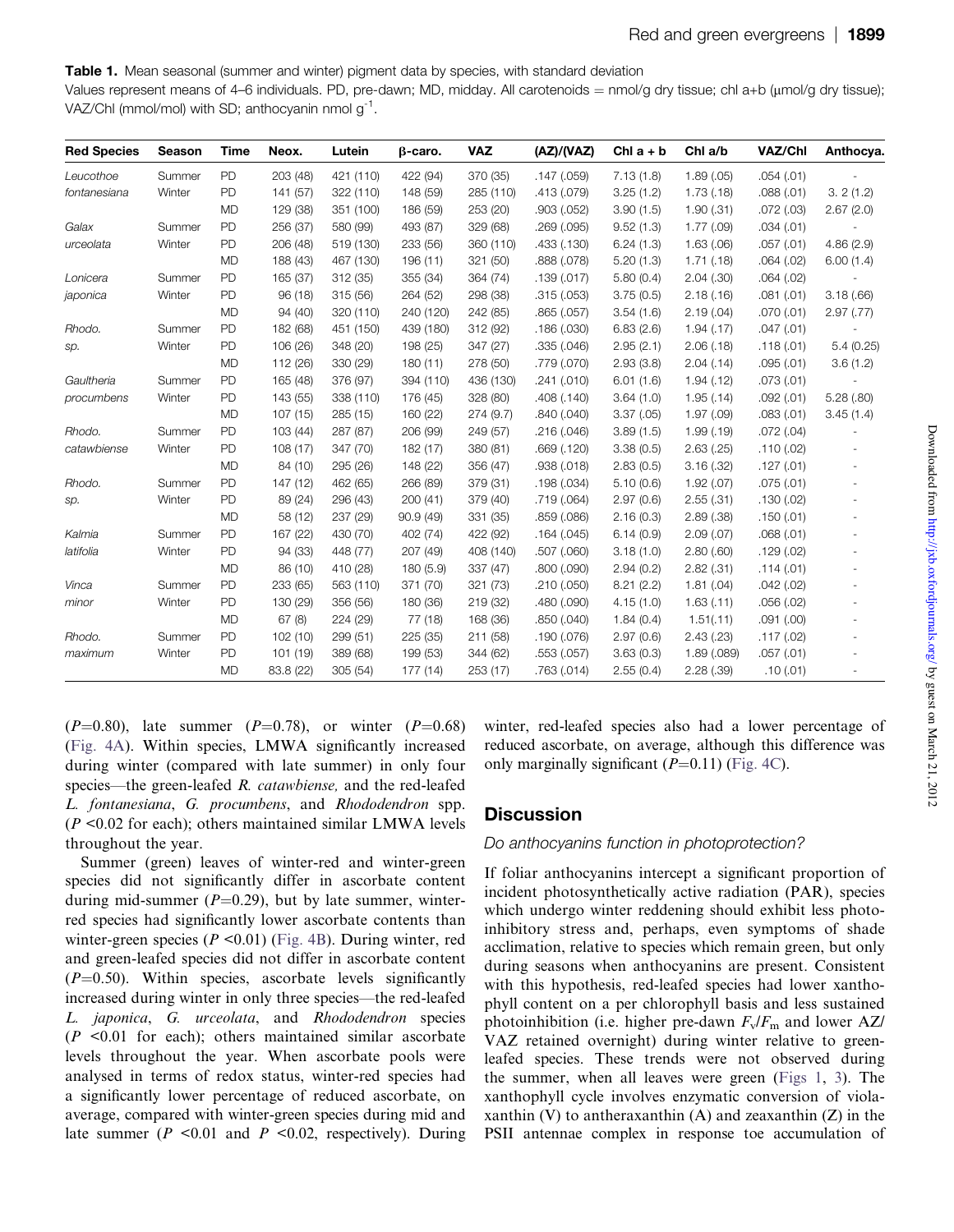**Table 1.** Mean seasonal (summer and winter) pigment data by species, with standard deviation

Values represent means of 4–6 individuals. PD, pre-dawn; MD, midday. All carotenoids = nmol/g dry tissue; chl a+b (μmol/g dry tissue); VAZ/Chl (mmol/mol) with SD; anthocyanin nmol $g^{-1}$.

| Red Species | Season | Time | Neox. | Lutein | β-caro. | VAZ | (AZ)/(VAZ) | Chl a + b | Chl a/b | VAZ/Chl | Anthocya. |
|---|---|---|---|---|---|---|---|---|---|---|---|
| *Leucothoe* | Summer | PD | 203 (48) | 421 (110) | 422 (94) | 370 (35) | .147 (.059) | 7.13 (1.8) | 1.89 (.05) | .054 (.01) | - |
| *fontanesiana* | Winter | PD | 141 (57) | 322 (110) | 148 (59) | 285 (110) | .413 (.079) | 3.25 (1.2) | 1.73 (.18) | .088 (.01) | 3. 2 (1.2) |
| | | MD | 129 (38) | 351 (100) | 186 (59) | 253 (20) | .903 (.052) | 3.90 (1.5) | 1.90 (.31) | .072 (.03) | 2.67 (2.0) |
| *Galax* | Summer | PD | 256 (37) | 580 (99) | 493 (87) | 329 (68) | .269 (.095) | 9.52 (1.3) | 1.77 (.09) | .034 (.01) | - |
| *urceolata* | Winter | PD | 206 (48) | 519 (130) | 233 (56) | 360 (110) | .433 (.130) | 6.24 (1.3) | 1.63 (.06) | .057 (.01) | 4.86 (2.9) |
| | | MD | 188 (43) | 467 (130) | 196 (11) | 321 (50) | .888 (.078) | 5.20 (1.3) | 1.71 (.18) | .064 (.02) | 6.00 (1.4) |
| *Lonicera* | Summer | PD | 165 (37) | 312 (35) | 355 (34) | 364 (74) | .139 (.017) | 5.80 (0.4) | 2.04 (.30) | .064 (.02) | - |
| *japonica* | Winter | PD | 96 (18) | 315 (56) | 264 (52) | 298 (38) | .315 (.053) | 3.75 (0.5) | 2.18 (.16) | .081 (.01) | 3.18 (.66) |
| | | MD | 94 (40) | 320 (110) | 240 (120) | 242 (85) | .865 (.057) | 3.54 (1.6) | 2.19 (.04) | .070 (.01) | 2.97 (.77) |
| *Rhodo.* | Summer | PD | 182 (68) | 451 (150) | 439 (180) | 312 (92) | .186 (.030) | 6.83 (2.6) | 1.94 (.17) | .047 (.01) | - |
| *sp.* | Winter | PD | 106 (26) | 348 (20) | 198 (25) | 347 (27) | .335 (.046) | 2.95 (2.1) | 2.06 (.18) | .118 (.01) | 5.4 (0.25) |
| | | MD | 112 (26) | 330 (29) | 180 (11) | 278 (50) | .779 (.070) | 2.93 (3.8) | 2.04 (.14) | .095 (.01) | 3.6 (1.2) |
| *Gaultheria* | Summer | PD | 165 (48) | 376 (97) | 394 (110) | 436 (130) | .241 (.010) | 6.01 (1.6) | 1.94 (.12) | .073 (.01) | - |
| *procumbens* | Winter | PD | 143 (55) | 338 (110) | 176 (45) | 328 (80) | .408 (.140) | 3.64 (1.0) | 1.95 (.14) | .092 (.01) | 5.28 (.80) |
| | | MD | 107 (15) | 285 (15) | 160 (22) | 274 (9.7) | .840 (.040) | 3.37 (.05) | 1.97 (.09) | .083 (.01) | 3.45 (1.4) |
| *Rhodo.* | Summer | PD | 103 (44) | 287 (87) | 206 (99) | 249 (57) | .216 (.046) | 3.89 (1.5) | 1.99 (.19) | .072 (.04) | - |
| *catawbiense* | Winter | PD | 108 (17) | 347 (70) | 182 (17) | 380 (81) | .669 (.120) | 3.38 (0.5) | 2.63 (.25) | .110 (.02) | - |
| | | MD | 84 (10) | 295 (26) | 148 (22) | 356 (47) | .938 (.018) | 2.83 (0.5) | 3.16 (.32) | .127 (.01) | - |
| *Rhodo.* | Summer | PD | 147 (12) | 462 (65) | 266 (89) | 379 (31) | .198 (.034) | 5.10 (0.6) | 1.92 (.07) | .075 (.01) | - |
| *sp.* | Winter | PD | 89 (24) | 296 (43) | 200 (41) | 379 (40) | .719 (.064) | 2.97 (0.6) | 2.55 (.31) | .130 (.02) | - |
| | | MD | 58 (12) | 237 (29) | 90.9 (49) | 331 (35) | .859 (.086) | 2.16 (0.3) | 2.89 (.38) | .150 (.01) | - |
| *Kalmia* | Summer | PD | 167 (22) | 430 (70) | 402 (74) | 422 (92) | .164 (.045) | 6.14 (0.9) | 2.09 (.07) | .068 (.01) | - |
| *latifolia* | Winter | PD | 94 (33) | 448 (77) | 207 (49) | 408 (140) | .507 (.060) | 3.18 (1.0) | 2.80 (.60) | .129 (.02) | - |
| | | MD | 86 (10) | 410 (28) | 180 (5.9) | 337 (47) | .800 (.090) | 2.94 (0.2) | 2.82 (.31) | .114 (.01) | - |
| *Vinca* | Summer | PD | 233 (65) | 563 (110) | 371 (70) | 321 (73) | .210 (.050) | 8.21 (2.2) | 1.81 (.04) | .042 (.02) | - |
| *minor* | Winter | PD | 130 (29) | 356 (56) | 180 (36) | 219 (32) | .480 (.090) | 4.15 (1.0) | 1.63 (.11) | .056 (.02) | - |
| | | MD | 67 (8) | 224 (29) | 77 (18) | 168 (36) | .850 (.040) | 1.84 (0.4) | 1.51(.11) | .091 (.00) | - |
| *Rhodo.* | Summer | PD | 102 (10) | 299 (51) | 225 (35) | 211 (58) | .190 (.076) | 2.97 (0.6) | 2.43 (.23) | .117 (.02) | - |
| *maximum* | Winter | PD | 101 (19) | 389 (68) | 199 (53) | 344 (62) | .553 (.057) | 3.63 (0.3) | 1.89 (.089) | .057 (.01) | - |
| | | MD | 83.8 (22) | 305 (54) | 177 (14) | 253 (17) | .763 (.014) | 2.55 (0.4) | 2.28 (.39) | .10 (.01) | - |

($P$=0.80), late summer ($P$=0.78), or winter ($P$=0.68) (Fig. 4A). Within species, LMWA significantly increased during winter (compared with late summer) in only four species—the green-leafed *R. catawbiense,* and the red-leafed *L. fontanesiana*, *G. procumbens*, and *Rhododendron* spp. ($P$ <0.02 for each); others maintained similar LMWA levels throughout the year.

Summer (green) leaves of winter-red and winter-green species did not significantly differ in ascorbate content during mid-summer ($P$=0.29), but by late summer, winter-red species had significantly lower ascorbate contents than winter-green species ($P$ <0.01) (Fig. 4B). During winter, red and green-leafed species did not differ in ascorbate content ($P$=0.50). Within species, ascorbate levels significantly increased during winter in only three species—the red-leafed *L. japonica*, *G. urceolata*, and *Rhododendron* species ($P$ <0.01 for each); others maintained similar ascorbate levels throughout the year. When ascorbate pools were analysed in terms of redox status, winter-red species had a significantly lower percentage of reduced ascorbate, on average, compared with winter-green species during mid and late summer ($P$ <0.01 and $P$ <0.02, respectively). During winter, red-leafed species also had a lower percentage of reduced ascorbate, on average, although this difference was only marginally significant ($P$=0.11) (Fig. 4C).

## Discussion

### Do anthocyanins function in photoprotection?

If foliar anthocyanins intercept a significant proportion of incident photosynthetically active radiation (PAR), species which undergo winter reddening should exhibit less photoinhibitory stress and, perhaps, even symptoms of shade acclimation, relative to species which remain green, but only during seasons when anthocyanins are present. Consistent with this hypothesis, red-leafed species had lower xanthophyll content on a per chlorophyll basis and less sustained photoinhibition (i.e. higher pre-dawn $F_v/F_m$ and lower AZ/VAZ retained overnight) during winter relative to green-leafed species. These trends were not observed during the summer, when all leaves were green (Figs 1, 3). The xanthophyll cycle involves enzymatic conversion of violaxanthin (V) to antheraxanthin (A) and zeaxanthin (Z) in the PSII antennae complex in response toe accumulation of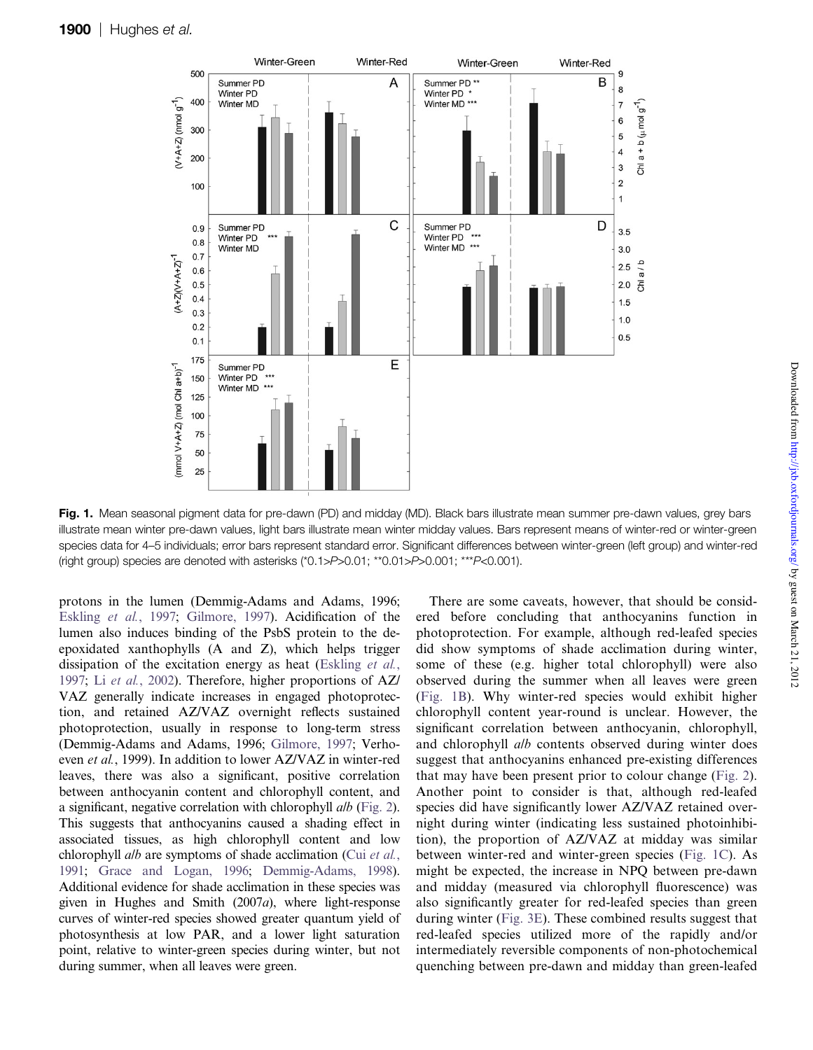**Fig. 1.** Mean seasonal pigment data for pre-dawn (PD) and midday (MD). Black bars illustrate mean summer pre-dawn values, grey bars illustrate mean winter pre-dawn values, light bars illustrate mean winter midday values. Bars represent means of winter-red or winter-green species data for 4–5 individuals; error bars represent standard error. Significant differences between winter-green (left group) and winter-red (right group) species are denoted with asterisks (*0.1>$P$>0.01; **0.01>$P$>0.001; ***$P$<0.001).

protons in the lumen (Demmig-Adams and Adams, 1996; Eskling *et al.*, 1997; Gilmore, 1997). Acidification of the lumen also induces binding of the PsbS protein to the de-epoxidated xanthophylls (A and Z), which helps trigger dissipation of the excitation energy as heat (Eskling *et al.*, 1997; Li *et al.*, 2002). Therefore, higher proportions of AZ/VAZ generally indicate increases in engaged photoprotection, and retained AZ/VAZ overnight reflects sustained photoprotection, usually in response to long-term stress (Demmig-Adams and Adams, 1996; Gilmore, 1997; Verhoeven *et al.*, 1999). In addition to lower AZ/VAZ in winter-red leaves, there was also a significant, positive correlation between anthocyanin content and chlorophyll content, and a significant, negative correlation with chlorophyll *a*/*b* (Fig. 2). This suggests that anthocyanins caused a shading effect in associated tissues, as high chlorophyll content and low chlorophyll *a*/*b* are symptoms of shade acclimation (Cui *et al.*, 1991; Grace and Logan, 1996; Demmig-Adams, 1998). Additional evidence for shade acclimation in these species was given in Hughes and Smith (2007*a*), where light-response curves of winter-red species showed greater quantum yield of photosynthesis at low PAR, and a lower light saturation point, relative to winter-green species during winter, but not during summer, when all leaves were green.

There are some caveats, however, that should be considered before concluding that anthocyanins function in photoprotection. For example, although red-leafed species did show symptoms of shade acclimation during winter, some of these (e.g. higher total chlorophyll) were also observed during the summer when all leaves were green (Fig. 1B). Why winter-red species would exhibit higher chlorophyll content year-round is unclear. However, the significant correlation between anthocyanin, chlorophyll, and chlorophyll *a*/*b* contents observed during winter does suggest that anthocyanins enhanced pre-existing differences that may have been present prior to colour change (Fig. 2). Another point to consider is that, although red-leafed species did have significantly lower AZ/VAZ retained overnight during winter (indicating less sustained photoinhibition), the proportion of AZ/VAZ at midday was similar between winter-red and winter-green species (Fig. 1C). As might be expected, the increase in NPQ between pre-dawn and midday (measured via chlorophyll fluorescence) was also significantly greater for red-leafed species than green during winter (Fig. 3E). These combined results suggest that red-leafed species utilized more of the rapidly and/or intermediately reversible components of non-photochemical quenching between pre-dawn and midday than green-leafed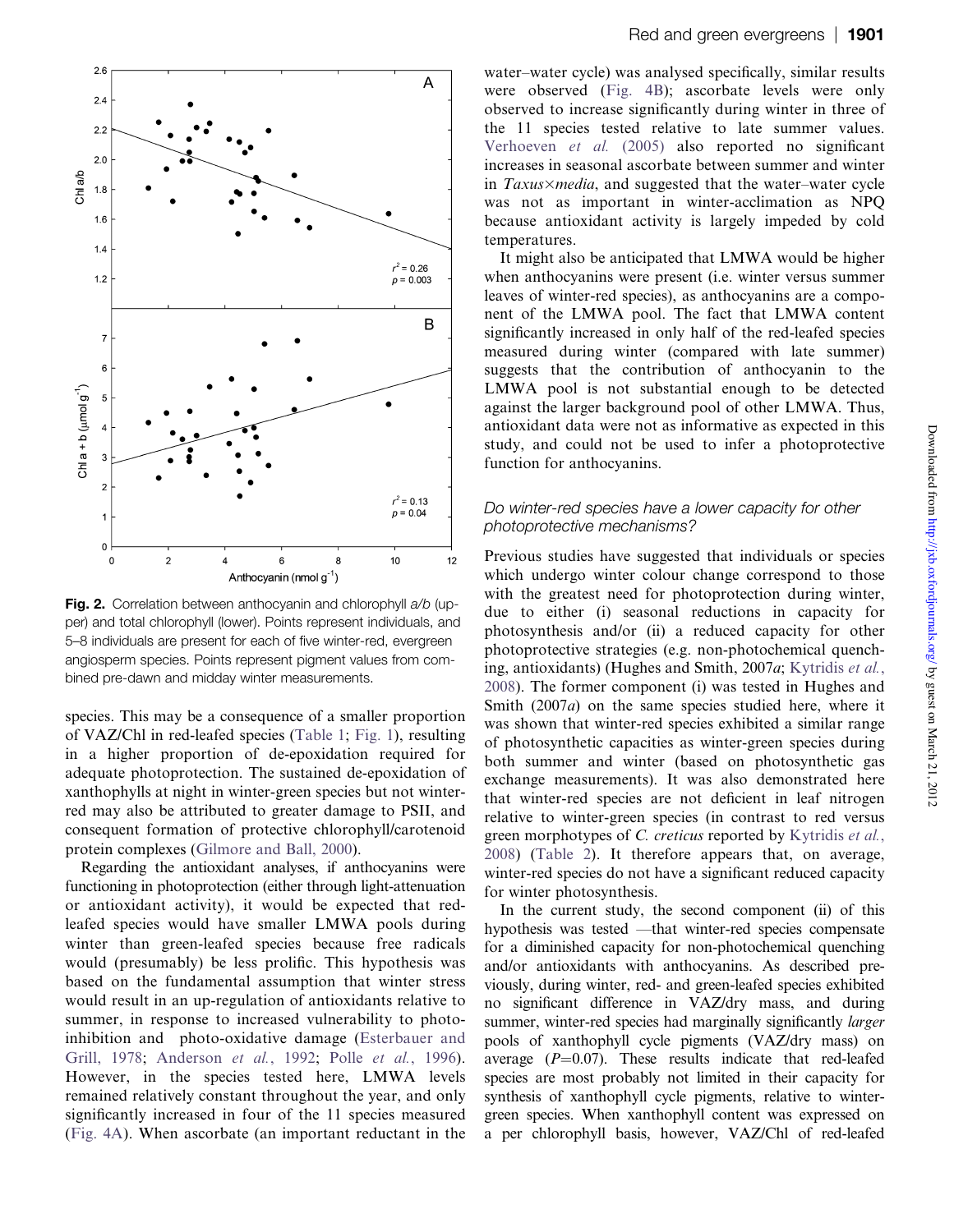Fig. 2. Correlation between anthocyanin and chlorophyll *a/b* (upper) and total chlorophyll (lower). Points represent individuals, and 5–8 individuals are present for each of five winter-red, evergreen angiosperm species. Points represent pigment values from combined pre-dawn and midday winter measurements.

species. This may be a consequence of a smaller proportion of VAZ/Chl in red-leafed species (Table 1; Fig. 1), resulting in a higher proportion of de-epoxidation required for adequate photoprotection. The sustained de-epoxidation of xanthophylls at night in winter-green species but not winter-red may also be attributed to greater damage to PSII, and consequent formation of protective chlorophyll/carotenoid protein complexes (Gilmore and Ball, 2000).

Regarding the antioxidant analyses, if anthocyanins were functioning in photoprotection (either through light-attenuation or antioxidant activity), it would be expected that red-leafed species would have smaller LMWA pools during winter than green-leafed species because free radicals would (presumably) be less prolific. This hypothesis was based on the fundamental assumption that winter stress would result in an up-regulation of antioxidants relative to summer, in response to increased vulnerability to photoinhibition and photo-oxidative damage (Esterbauer and Grill, 1978; Anderson *et al.*, 1992; Polle *et al.*, 1996). However, in the species tested here, LMWA levels remained relatively constant throughout the year, and only significantly increased in four of the 11 species measured (Fig. 4A). When ascorbate (an important reductant in the water–water cycle) was analysed specifically, similar results were observed (Fig. 4B); ascorbate levels were only observed to increase significantly during winter in three of the 11 species tested relative to late summer values. Verhoeven *et al.* (2005) also reported no significant increases in seasonal ascorbate between summer and winter in *Taxus*×*media*, and suggested that the water–water cycle was not as important in winter-acclimation as NPQ because antioxidant activity is largely impeded by cold temperatures.

It might also be anticipated that LMWA would be higher when anthocyanins were present (i.e. winter versus summer leaves of winter-red species), as anthocyanins are a component of the LMWA pool. The fact that LMWA content significantly increased in only half of the red-leafed species measured during winter (compared with late summer) suggests that the contribution of anthocyanin to the LMWA pool is not substantial enough to be detected against the larger background pool of other LMWA. Thus, antioxidant data were not as informative as expected in this study, and could not be used to infer a photoprotective function for anthocyanins.

### *Do winter-red species have a lower capacity for other photoprotective mechanisms?*

Previous studies have suggested that individuals or species which undergo winter colour change correspond to those with the greatest need for photoprotection during winter, due to either (i) seasonal reductions in capacity for photosynthesis and/or (ii) a reduced capacity for other photoprotective strategies (e.g. non-photochemical quenching, antioxidants) (Hughes and Smith, 2007*a*; Kytridis *et al.*, 2008). The former component (i) was tested in Hughes and Smith (2007*a*) on the same species studied here, where it was shown that winter-red species exhibited a similar range of photosynthetic capacities as winter-green species during both summer and winter (based on photosynthetic gas exchange measurements). It was also demonstrated here that winter-red species are not deficient in leaf nitrogen relative to winter-green species (in contrast to red versus green morphotypes of *C. creticus* reported by Kytridis *et al.*, 2008) (Table 2). It therefore appears that, on average, winter-red species do not have a significant reduced capacity for winter photosynthesis.

In the current study, the second component (ii) of this hypothesis was tested —that winter-red species compensate for a diminished capacity for non-photochemical quenching and/or antioxidants with anthocyanins. As described previously, during winter, red- and green-leafed species exhibited no significant difference in VAZ/dry mass, and during summer, winter-red species had marginally significantly *larger* pools of xanthophyll cycle pigments (VAZ/dry mass) on average ($P$=0.07). These results indicate that red-leafed species are most probably not limited in their capacity for synthesis of xanthophyll cycle pigments, relative to winter-green species. When xanthophyll content was expressed on a per chlorophyll basis, however, VAZ/Chl of red-leafed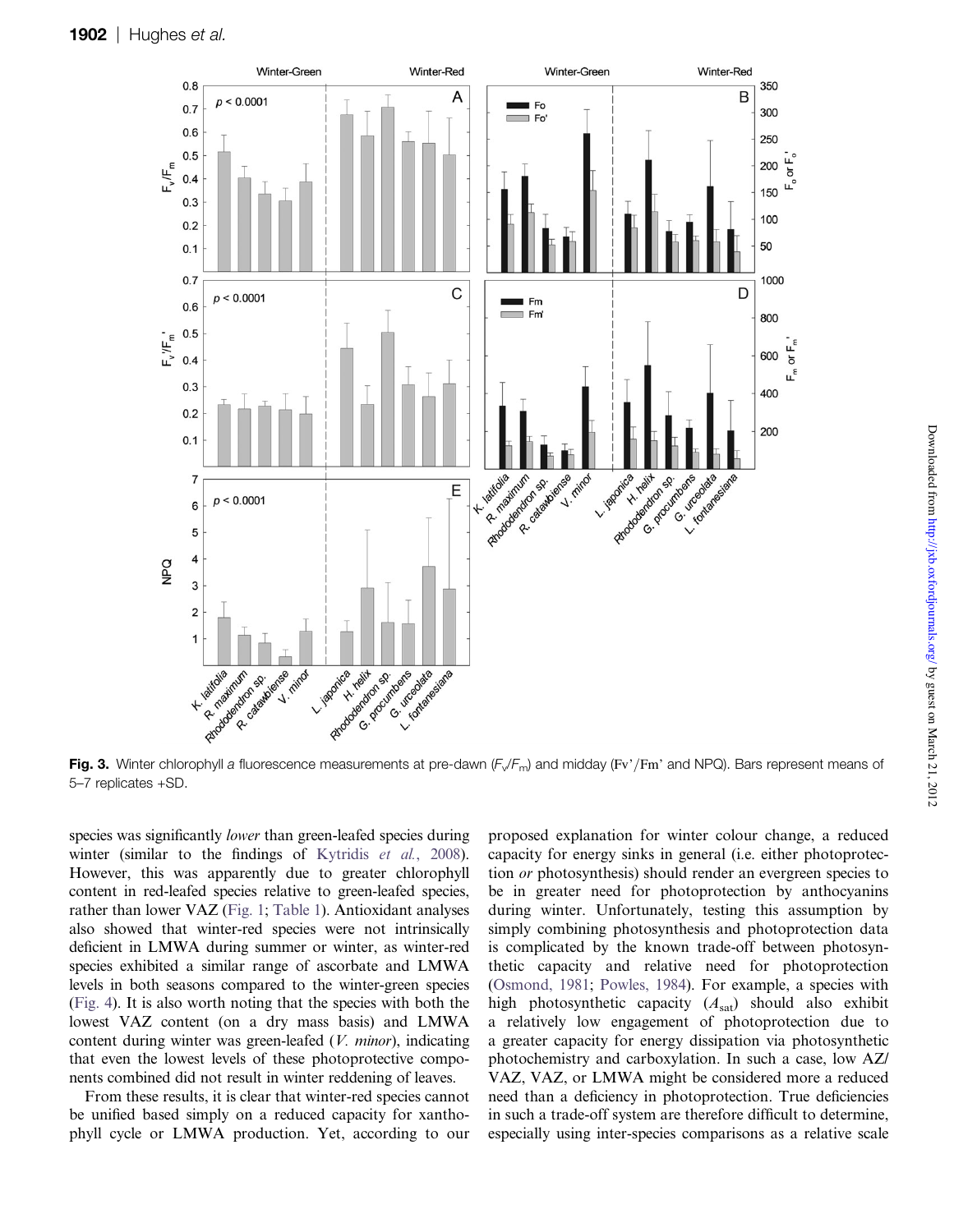**Fig. 3.** Winter chlorophyll *a* fluorescence measurements at pre-dawn ($F_v/F_m$) and midday ($F_v'/F_m'$ and NPQ). Bars represent means of 5–7 replicates +SD.

species was significantly *lower* than green-leafed species during winter (similar to the findings of Kytridis *et al.*, 2008). However, this was apparently due to greater chlorophyll content in red-leafed species relative to green-leafed species, rather than lower VAZ (Fig. 1; Table 1). Antioxidant analyses also showed that winter-red species were not intrinsically deficient in LMWA during summer or winter, as winter-red species exhibited a similar range of ascorbate and LMWA levels in both seasons compared to the winter-green species (Fig. 4). It is also worth noting that the species with both the lowest VAZ content (on a dry mass basis) and LMWA content during winter was green-leafed (*V. minor*), indicating that even the lowest levels of these photoprotective components combined did not result in winter reddening of leaves.

From these results, it is clear that winter-red species cannot be unified based simply on a reduced capacity for xanthophyll cycle or LMWA production. Yet, according to our proposed explanation for winter colour change, a reduced capacity for energy sinks in general (i.e. either photoprotection *or* photosynthesis) should render an evergreen species to be in greater need for photoprotection by anthocyanins during winter. Unfortunately, testing this assumption by simply combining photosynthesis and photoprotection data is complicated by the known trade-off between photosynthetic capacity and relative need for photoprotection (Osmond, 1981; Powles, 1984). For example, a species with high photosynthetic capacity ($A_{sat}$) should also exhibit a relatively low engagement of photoprotection due to a greater capacity for energy dissipation via photosynthetic photochemistry and carboxylation. In such a case, low AZ/VAZ, VAZ, or LMWA might be considered more a reduced need than a deficiency in photoprotection. True deficiencies in such a trade-off system are therefore difficult to determine, especially using inter-species comparisons as a relative scale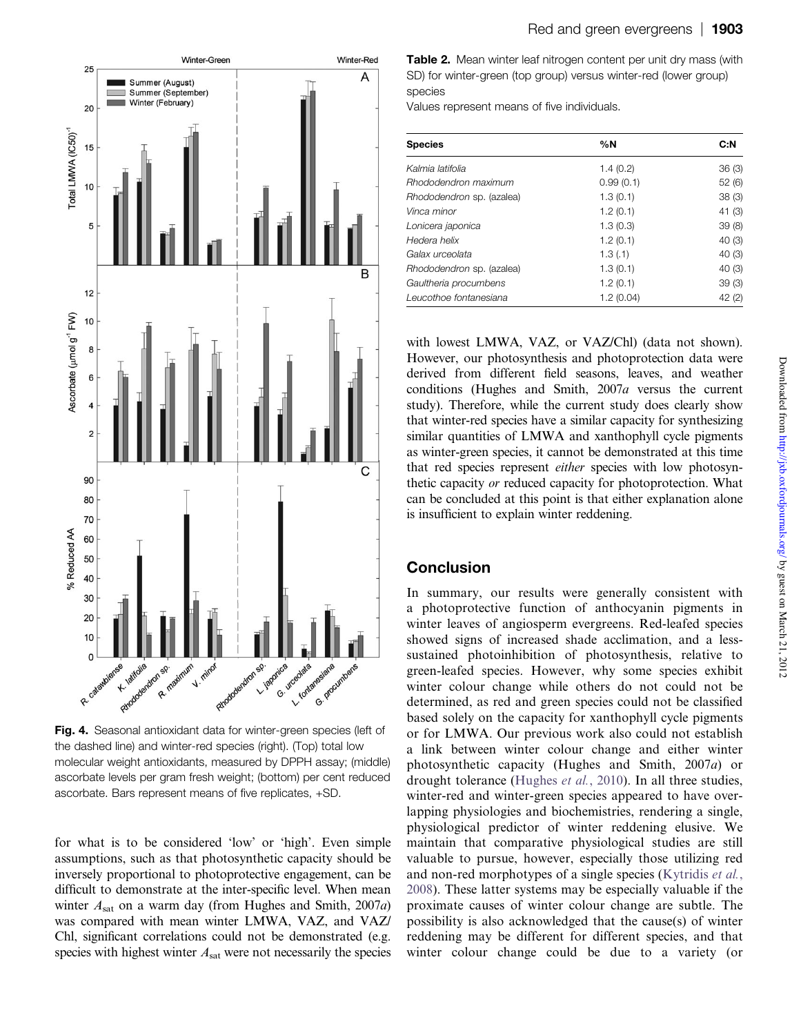Fig. 4. Seasonal antioxidant data for winter-green species (left of the dashed line) and winter-red species (right). (Top) total low molecular weight antioxidants, measured by DPPH assay; (middle) ascorbate levels per gram fresh weight; (bottom) per cent reduced ascorbate. Bars represent means of five replicates, +SD.

for what is to be considered 'low' or 'high'. Even simple assumptions, such as that photosynthetic capacity should be inversely proportional to photoprotective engagement, can be difficult to demonstrate at the inter-specific level. When mean winter $A_{sat}$ on a warm day (from Hughes and Smith, 2007*a*) was compared with mean winter LMWA, VAZ, and VAZ/Chl, significant correlations could not be demonstrated (e.g. species with highest winter $A_{sat}$ were not necessarily the species with lowest LMWA, VAZ, or VAZ/Chl) (data not shown). However, our photosynthesis and photoprotection data were derived from different field seasons, leaves, and weather conditions (Hughes and Smith, 2007*a* versus the current study). Therefore, while the current study does clearly show that winter-red species have a similar capacity for synthesizing similar quantities of LMWA and xanthophyll cycle pigments as winter-green species, it cannot be demonstrated at this time that red species represent *either* species with low photosynthetic capacity *or* reduced capacity for photoprotection. What can be concluded at this point is that either explanation alone is insufficient to explain winter reddening.

**Table 2.** Mean winter leaf nitrogen content per unit dry mass (with SD) for winter-green (top group) versus winter-red (lower group) species

Values represent means of five individuals.

| Species | %N | C:N |
|---|---|---|
| *Kalmia latifolia* | 1.4 (0.2) | 36 (3) |
| *Rhododendron maximum* | 0.99 (0.1) | 52 (6) |
| *Rhododendron* sp. (azalea) | 1.3 (0.1) | 38 (3) |
| *Vinca minor* | 1.2 (0.1) | 41 (3) |
| *Lonicera japonica* | 1.3 (0.3) | 39 (8) |
| *Hedera helix* | 1.2 (0.1) | 40 (3) |
| *Galax urceolata* | 1.3 (.1) | 40 (3) |
| *Rhododendron* sp. (azalea) | 1.3 (0.1) | 40 (3) |
| *Gaultheria procumbens* | 1.2 (0.1) | 39 (3) |
| *Leucothoe fontanesiana* | 1.2 (0.04) | 42 (2) |

## Conclusion

In summary, our results were generally consistent with a photoprotective function of anthocyanin pigments in winter leaves of angiosperm evergreens. Red-leafed species showed signs of increased shade acclimation, and a less-sustained photoinhibition of photosynthesis, relative to green-leafed species. However, why some species exhibit winter colour change while others do not could not be determined, as red and green species could not be classified based solely on the capacity for xanthophyll cycle pigments or for LMWA. Our previous work also could not establish a link between winter colour change and either winter photosynthetic capacity (Hughes and Smith, 2007*a*) or drought tolerance (Hughes *et al.*, 2010). In all three studies, winter-red and winter-green species appeared to have overlapping physiologies and biochemistries, rendering a single, physiological predictor of winter reddening elusive. We maintain that comparative physiological studies are still valuable to pursue, however, especially those utilizing red and non-red morphotypes of a single species (Kytridis *et al.*, 2008). These latter systems may be especially valuable if the proximate causes of winter colour change are subtle. The possibility is also acknowledged that the cause(s) of winter reddening may be different for different species, and that winter colour change could be due to a variety (or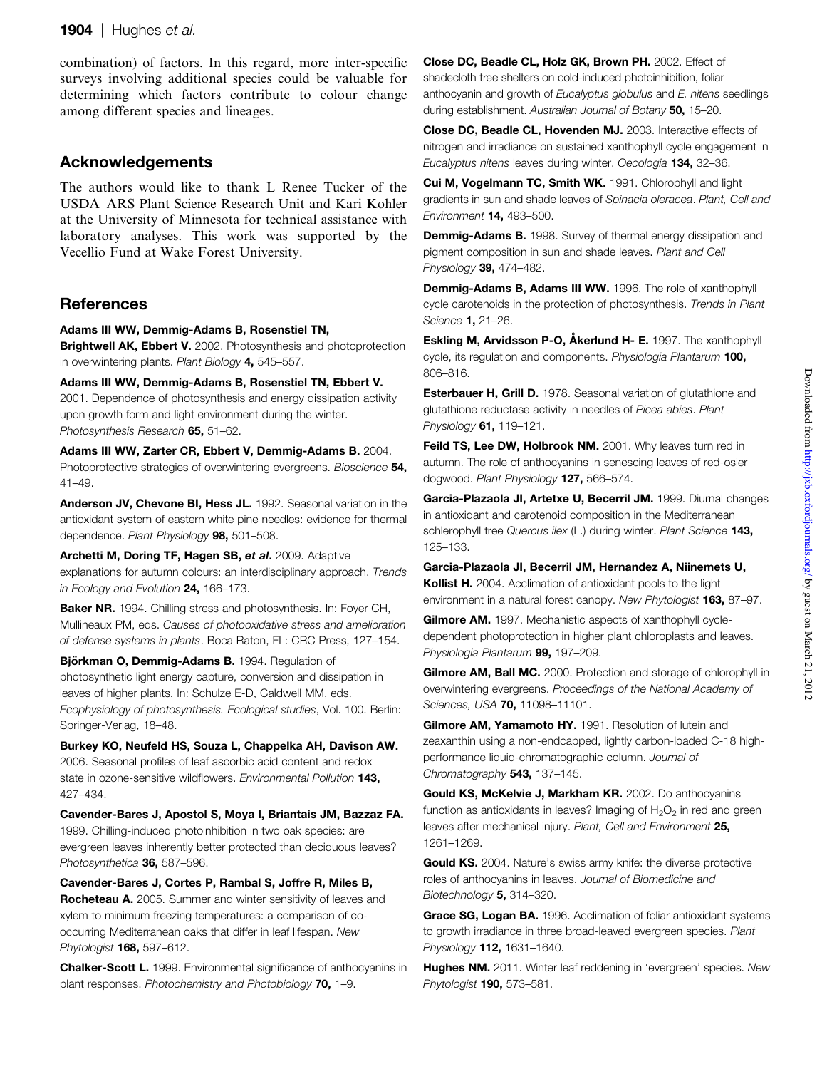combination) of factors. In this regard, more inter-specific surveys involving additional species could be valuable for determining which factors contribute to colour change among different species and lineages.

## Acknowledgements

The authors would like to thank L Renee Tucker of the USDA–ARS Plant Science Research Unit and Kari Kohler at the University of Minnesota for technical assistance with laboratory analyses. This work was supported by the Vecellio Fund at Wake Forest University.

## References

**Adams III WW, Demmig-Adams B, Rosenstiel TN, Brightwell AK, Ebbert V.** 2002. Photosynthesis and photoprotection in overwintering plants. *Plant Biology* **4,** 545–557.

**Adams III WW, Demmig-Adams B, Rosenstiel TN, Ebbert V.** 2001. Dependence of photosynthesis and energy dissipation activity upon growth form and light environment during the winter. *Photosynthesis Research* **65,** 51–62.

**Adams III WW, Zarter CR, Ebbert V, Demmig-Adams B.** 2004. Photoprotective strategies of overwintering evergreens. *Bioscience* **54,** 41–49.

**Anderson JV, Chevone BI, Hess JL.** 1992. Seasonal variation in the antioxidant system of eastern white pine needles: evidence for thermal dependence. *Plant Physiology* **98,** 501–508.

**Archetti M, Doring TF, Hagen SB, *et al*.** 2009. Adaptive explanations for autumn colours: an interdisciplinary approach. *Trends in Ecology and Evolution* **24,** 166–173.

**Baker NR.** 1994. Chilling stress and photosynthesis. In: Foyer CH, Mullineaux PM, eds. *Causes of photooxidative stress and amelioration of defense systems in plants*. Boca Raton, FL: CRC Press, 127–154.

**Björkman O, Demmig-Adams B.** 1994. Regulation of photosynthetic light energy capture, conversion and dissipation in leaves of higher plants. In: Schulze E-D, Caldwell MM, eds. *Ecophysiology of photosynthesis. Ecological studies*, Vol. 100. Berlin: Springer-Verlag, 18–48.

**Burkey KO, Neufeld HS, Souza L, Chappelka AH, Davison AW.** 2006. Seasonal profiles of leaf ascorbic acid content and redox state in ozone-sensitive wildflowers. *Environmental Pollution* **143,** 427–434.

**Cavender-Bares J, Apostol S, Moya I, Briantais JM, Bazzaz FA.** 1999. Chilling-induced photoinhibition in two oak species: are evergreen leaves inherently better protected than deciduous leaves? *Photosynthetica* **36,** 587–596.

**Cavender-Bares J, Cortes P, Rambal S, Joffre R, Miles B, Rocheteau A.** 2005. Summer and winter sensitivity of leaves and xylem to minimum freezing temperatures: a comparison of co-occurring Mediterranean oaks that differ in leaf lifespan. *New Phytologist* **168,** 597–612.

**Chalker-Scott L.** 1999. Environmental significance of anthocyanins in plant responses. *Photochemistry and Photobiology* **70,** 1–9.

**Close DC, Beadle CL, Holz GK, Brown PH.** 2002. Effect of shadecloth tree shelters on cold-induced photoinhibition, foliar anthocyanin and growth of *Eucalyptus globulus* and *E. nitens* seedlings during establishment. *Australian Journal of Botany* **50,** 15–20.

**Close DC, Beadle CL, Hovenden MJ.** 2003. Interactive effects of nitrogen and irradiance on sustained xanthophyll cycle engagement in *Eucalyptus nitens* leaves during winter. *Oecologia* **134,** 32–36.

**Cui M, Vogelmann TC, Smith WK.** 1991. Chlorophyll and light gradients in sun and shade leaves of *Spinacia oleracea*. *Plant, Cell and Environment* **14,** 493–500.

**Demmig-Adams B.** 1998. Survey of thermal energy dissipation and pigment composition in sun and shade leaves. *Plant and Cell Physiology* **39,** 474–482.

**Demmig-Adams B, Adams III WW.** 1996. The role of xanthophyll cycle carotenoids in the protection of photosynthesis. *Trends in Plant Science* **1,** 21–26.

**Eskling M, Arvidsson P-O, Åkerlund H- E.** 1997. The xanthophyll cycle, its regulation and components. *Physiologia Plantarum* **100,** 806–816.

**Esterbauer H, Grill D.** 1978. Seasonal variation of glutathione and glutathione reductase activity in needles of *Picea abies*. *Plant Physiology* **61,** 119–121.

**Feild TS, Lee DW, Holbrook NM.** 2001. Why leaves turn red in autumn. The role of anthocyanins in senescing leaves of red-osier dogwood. *Plant Physiology* **127,** 566–574.

**Garcia-Plazaola JI, Artetxe U, Becerril JM.** 1999. Diurnal changes in antioxidant and carotenoid composition in the Mediterranean schlerophyll tree *Quercus ilex* (L.) during winter. *Plant Science* **143,** 125–133.

**Garcia-Plazaola JI, Becerril JM, Hernandez A, Niinemets U, Kollist H.** 2004. Acclimation of antioxidant pools to the light environment in a natural forest canopy. *New Phytologist* **163,** 87–97.

**Gilmore AM.** 1997. Mechanistic aspects of xanthophyll cycle-dependent photoprotection in higher plant chloroplasts and leaves. *Physiologia Plantarum* **99,** 197–209.

**Gilmore AM, Ball MC.** 2000. Protection and storage of chlorophyll in overwintering evergreens. *Proceedings of the National Academy of Sciences, USA* **70,** 11098–11101.

**Gilmore AM, Yamamoto HY.** 1991. Resolution of lutein and zeaxanthin using a non-endcapped, lightly carbon-loaded C-18 high-performance liquid-chromatographic column. *Journal of Chromatography* **543,** 137–145.

**Gould KS, McKelvie J, Markham KR.** 2002. Do anthocyanins function as antioxidants in leaves? Imaging of $H_2O_2$ in red and green leaves after mechanical injury. *Plant, Cell and Environment* **25,** 1261–1269.

**Gould KS.** 2004. Nature's swiss army knife: the diverse protective roles of anthocyanins in leaves. *Journal of Biomedicine and Biotechnology* **5,** 314–320.

**Grace SG, Logan BA.** 1996. Acclimation of foliar antioxidant systems to growth irradiance in three broad-leaved evergreen species. *Plant Physiology* **112,** 1631–1640.

**Hughes NM.** 2011. Winter leaf reddening in 'evergreen' species. *New Phytologist* **190,** 573–581.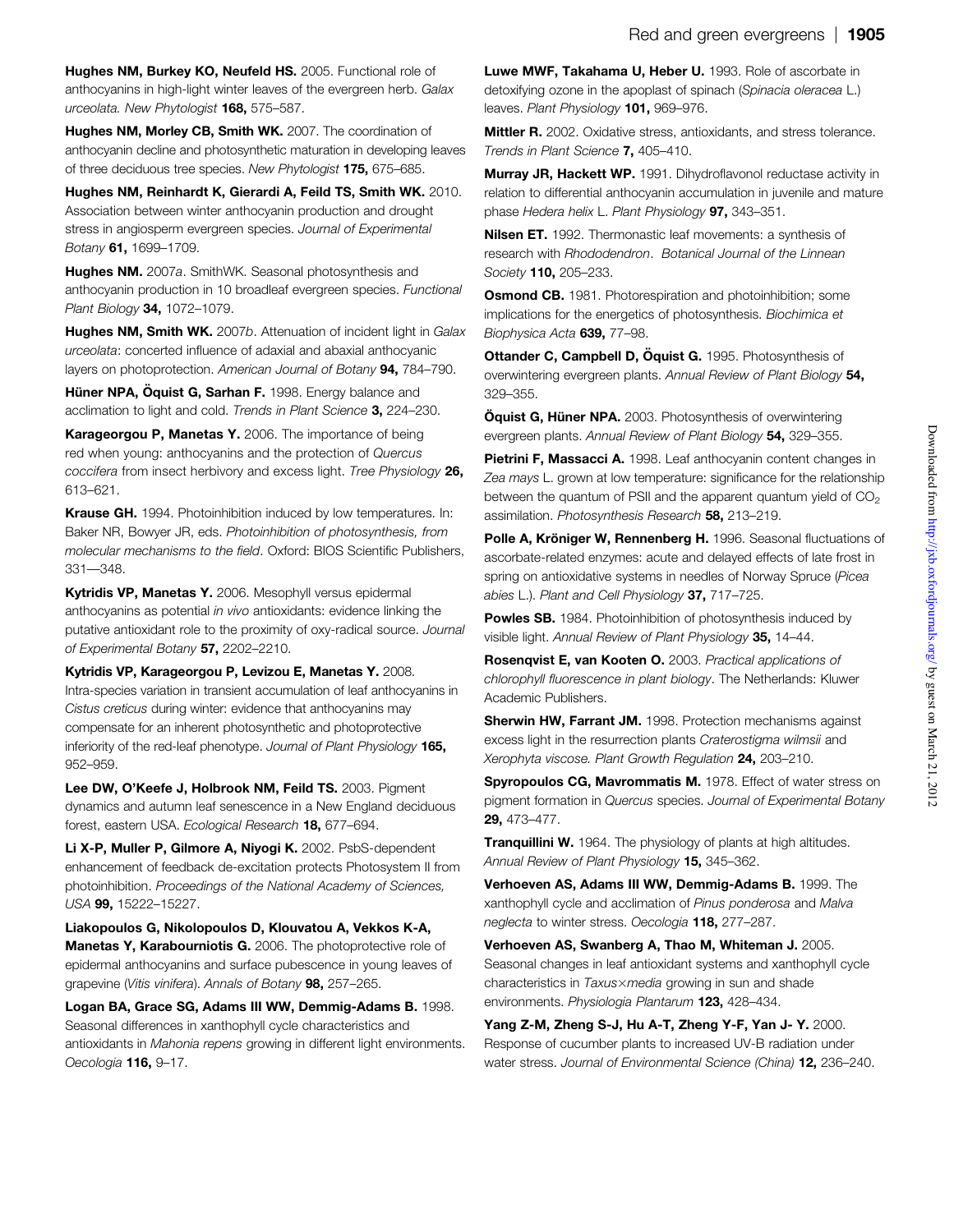**Hughes NM, Burkey KO, Neufeld HS.** 2005. Functional role of anthocyanins in high-light winter leaves of the evergreen herb. *Galax urceolata. New Phytologist* **168,** 575–587.

**Hughes NM, Morley CB, Smith WK.** 2007. The coordination of anthocyanin decline and photosynthetic maturation in developing leaves of three deciduous tree species. *New Phytologist* **175,** 675–685.

**Hughes NM, Reinhardt K, Gierardi A, Feild TS, Smith WK.** 2010. Association between winter anthocyanin production and drought stress in angiosperm evergreen species. *Journal of Experimental Botany* **61,** 1699–1709.

**Hughes NM.** 2007*a*. SmithWK. Seasonal photosynthesis and anthocyanin production in 10 broadleaf evergreen species. *Functional Plant Biology* **34,** 1072–1079.

**Hughes NM, Smith WK.** 2007*b*. Attenuation of incident light in *Galax urceolata*: concerted influence of adaxial and abaxial anthocyanic layers on photoprotection. *American Journal of Botany* **94,** 784–790.

**Hüner NPA, Öquist G, Sarhan F.** 1998. Energy balance and acclimation to light and cold. *Trends in Plant Science* **3,** 224–230.

**Karageorgou P, Manetas Y.** 2006. The importance of being red when young: anthocyanins and the protection of *Quercus coccifera* from insect herbivory and excess light. *Tree Physiology* **26,** 613–621.

**Krause GH.** 1994. Photoinhibition induced by low temperatures. In: Baker NR, Bowyer JR, eds. *Photoinhibition of photosynthesis, from molecular mechanisms to the field*. Oxford: BIOS Scientific Publishers, 331—348.

**Kytridis VP, Manetas Y.** 2006. Mesophyll versus epidermal anthocyanins as potential *in vivo* antioxidants: evidence linking the putative antioxidant role to the proximity of oxy-radical source. *Journal of Experimental Botany* **57,** 2202–2210.

**Kytridis VP, Karageorgou P, Levizou E, Manetas Y.** 2008. Intra-species variation in transient accumulation of leaf anthocyanins in *Cistus creticus* during winter: evidence that anthocyanins may compensate for an inherent photosynthetic and photoprotective inferiority of the red-leaf phenotype. *Journal of Plant Physiology* **165,** 952–959.

**Lee DW, O'Keefe J, Holbrook NM, Feild TS.** 2003. Pigment dynamics and autumn leaf senescence in a New England deciduous forest, eastern USA. *Ecological Research* **18,** 677–694.

**Li X-P, Muller P, Gilmore A, Niyogi K.** 2002. PsbS-dependent enhancement of feedback de-excitation protects Photosystem II from photoinhibition. *Proceedings of the National Academy of Sciences, USA* **99,** 15222–15227.

**Liakopoulos G, Nikolopoulos D, Klouvatou A, Vekkos K-A, Manetas Y, Karabourniotis G.** 2006. The photoprotective role of epidermal anthocyanins and surface pubescence in young leaves of grapevine (*Vitis vinifera*). *Annals of Botany* **98,** 257–265.

**Logan BA, Grace SG, Adams III WW, Demmig-Adams B.** 1998. Seasonal differences in xanthophyll cycle characteristics and antioxidants in *Mahonia repens* growing in different light environments. *Oecologia* **116,** 9–17.

**Luwe MWF, Takahama U, Heber U.** 1993. Role of ascorbate in detoxifying ozone in the apoplast of spinach (*Spinacia oleracea* L.) leaves. *Plant Physiology* **101,** 969–976.

**Mittler R.** 2002. Oxidative stress, antioxidants, and stress tolerance. *Trends in Plant Science* **7,** 405–410.

**Murray JR, Hackett WP.** 1991. Dihydroflavonol reductase activity in relation to differential anthocyanin accumulation in juvenile and mature phase *Hedera helix* L. *Plant Physiology* **97,** 343–351.

**Nilsen ET.** 1992. Thermonastic leaf movements: a synthesis of research with *Rhododendron*. *Botanical Journal of the Linnean Society* **110,** 205–233.

**Osmond CB.** 1981. Photorespiration and photoinhibition; some implications for the energetics of photosynthesis. *Biochimica et Biophysica Acta* **639,** 77–98.

**Ottander C, Campbell D, Öquist G.** 1995. Photosynthesis of overwintering evergreen plants. *Annual Review of Plant Biology* **54,** 329–355.

**Öquist G, Hüner NPA.** 2003. Photosynthesis of overwintering evergreen plants. *Annual Review of Plant Biology* **54,** 329–355.

**Pietrini F, Massacci A.** 1998. Leaf anthocyanin content changes in *Zea mays* L. grown at low temperature: significance for the relationship between the quantum of PSII and the apparent quantum yield of $CO_2$ assimilation. *Photosynthesis Research* **58,** 213–219.

**Polle A, Kröniger W, Rennenberg H.** 1996. Seasonal fluctuations of ascorbate-related enzymes: acute and delayed effects of late frost in spring on antioxidative systems in needles of Norway Spruce (*Picea abies* L.). *Plant and Cell Physiology* **37,** 717–725.

**Powles SB.** 1984. Photoinhibition of photosynthesis induced by visible light. *Annual Review of Plant Physiology* **35,** 14–44.

**Rosenqvist E, van Kooten O.** 2003. *Practical applications of chlorophyll fluorescence in plant biology*. The Netherlands: Kluwer Academic Publishers.

**Sherwin HW, Farrant JM.** 1998. Protection mechanisms against excess light in the resurrection plants *Craterostigma wilmsii* and *Xerophyta viscose. Plant Growth Regulation* **24,** 203–210.

**Spyropoulos CG, Mavrommatis M.** 1978. Effect of water stress on pigment formation in *Quercus* species. *Journal of Experimental Botany* **29,** 473–477.

**Tranquillini W.** 1964. The physiology of plants at high altitudes. *Annual Review of Plant Physiology* **15,** 345–362.

**Verhoeven AS, Adams III WW, Demmig-Adams B.** 1999. The xanthophyll cycle and acclimation of *Pinus ponderosa* and *Malva neglecta* to winter stress. *Oecologia* **118,** 277–287.

**Verhoeven AS, Swanberg A, Thao M, Whiteman J.** 2005. Seasonal changes in leaf antioxidant systems and xanthophyll cycle characteristics in *Taxus×media* growing in sun and shade environments. *Physiologia Plantarum* **123,** 428–434.

**Yang Z-M, Zheng S-J, Hu A-T, Zheng Y-F, Yan J- Y.** 2000. Response of cucumber plants to increased UV-B radiation under water stress. *Journal of Environmental Science (China)* **12,** 236–240.